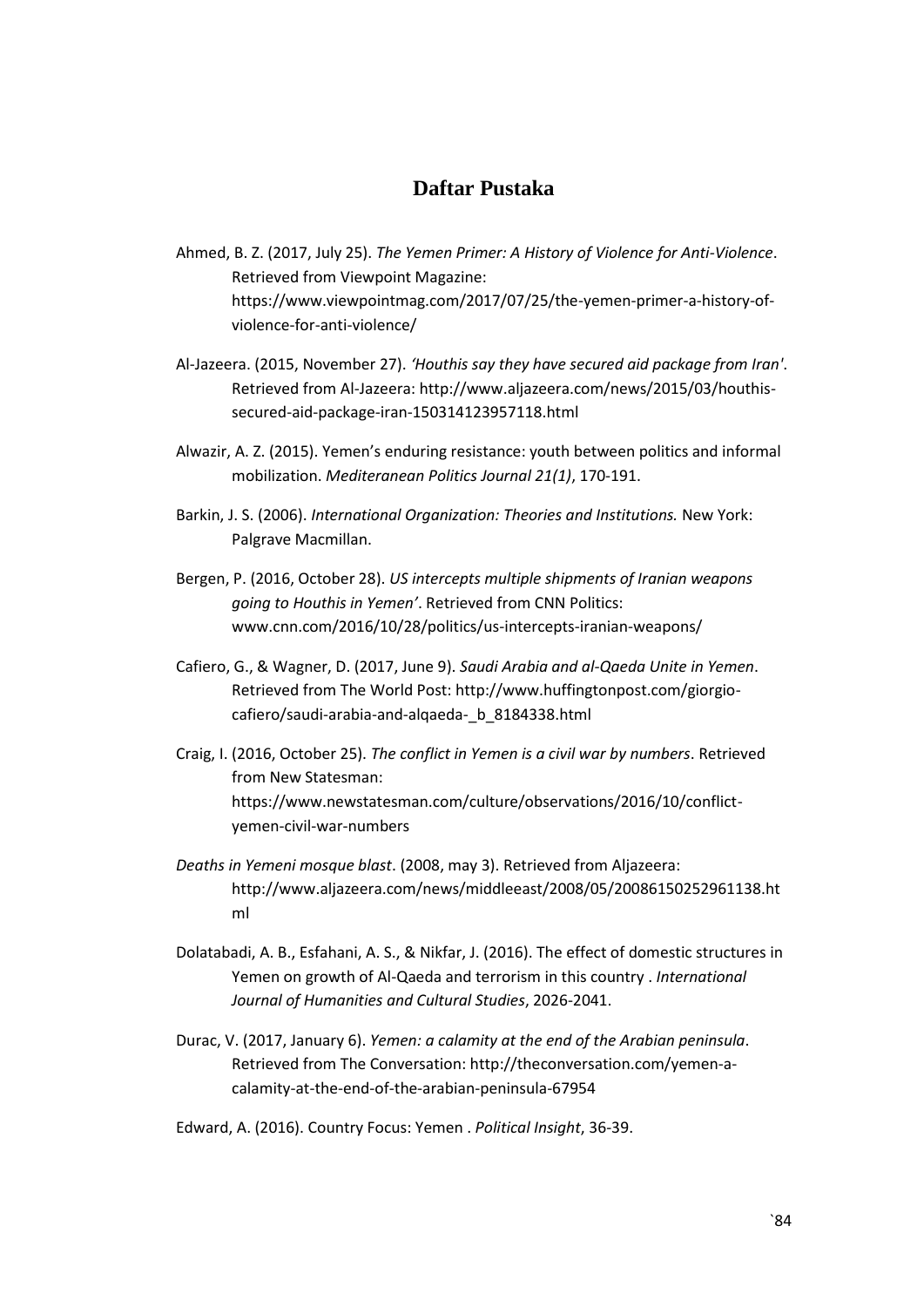# Daftar Pustaka

Ahmed, B. Z. (2017, July 25). *The Yemen Primer: A History of Violence for Anti-Violence*. Retrieved from Viewpoint Magazine: https://www.viewpointmag.com/2017/07/25/the-yemen-primer-a-history-of-violence-for-anti-violence/

Al-Jazeera. (2015, November 27). *'Houthis say they have secured aid package from Iran'*. Retrieved from Al-Jazeera: http://www.aljazeera.com/news/2015/03/houthis-secured-aid-package-iran-150314123957118.html

Alwazir, A. Z. (2015). Yemen's enduring resistance: youth between politics and informal mobilization. *Mediteranean Politics Journal 21(1)*, 170-191.

Barkin, J. S. (2006). *International Organization: Theories and Institutions.* New York: Palgrave Macmillan.

Bergen, P. (2016, October 28). *US intercepts multiple shipments of Iranian weapons going to Houthis in Yemen'*. Retrieved from CNN Politics: www.cnn.com/2016/10/28/politics/us-intercepts-iranian-weapons/

Cafiero, G., & Wagner, D. (2017, June 9). *Saudi Arabia and al-Qaeda Unite in Yemen*. Retrieved from The World Post: http://www.huffingtonpost.com/giorgio-cafiero/saudi-arabia-and-alqaeda-_b_8184338.html

Craig, I. (2016, October 25). *The conflict in Yemen is a civil war by numbers*. Retrieved from New Statesman: https://www.newstatesman.com/culture/observations/2016/10/conflict-yemen-civil-war-numbers

*Deaths in Yemeni mosque blast*. (2008, may 3). Retrieved from Aljazeera: http://www.aljazeera.com/news/middleeast/2008/05/20086150252961138.html

Dolatabadi, A. B., Esfahani, A. S., & Nikfar, J. (2016). The effect of domestic structures in Yemen on growth of Al-Qaeda and terrorism in this country . *International Journal of Humanities and Cultural Studies*, 2026-2041.

Durac, V. (2017, January 6). *Yemen: a calamity at the end of the Arabian peninsula*. Retrieved from The Conversation: http://theconversation.com/yemen-a-calamity-at-the-end-of-the-arabian-peninsula-67954

Edward, A. (2016). Country Focus: Yemen . *Political Insight*, 36-39.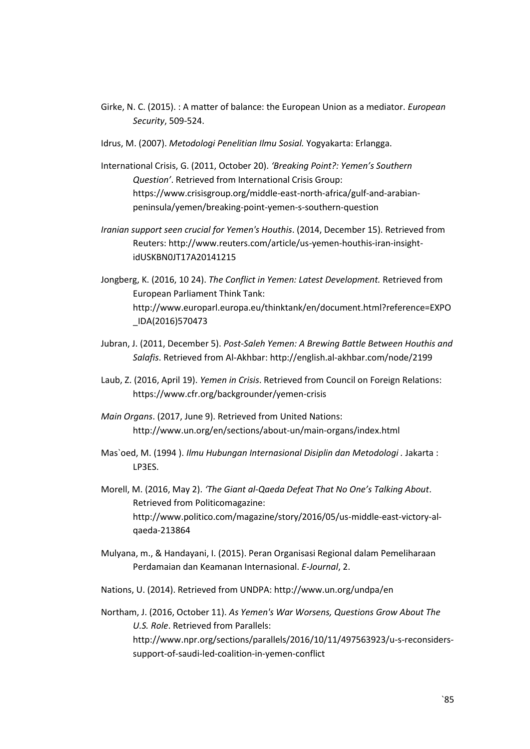Girke, N. C. (2015). : A matter of balance: the European Union as a mediator. *European Security*, 509-524.

Idrus, M. (2007). *Metodologi Penelitian Ilmu Sosial.* Yogyakarta: Erlangga.

International Crisis, G. (2011, October 20). *'Breaking Point?: Yemen's Southern Question'*. Retrieved from International Crisis Group: https://www.crisisgroup.org/middle-east-north-africa/gulf-and-arabian-peninsula/yemen/breaking-point-yemen-s-southern-question

*Iranian support seen crucial for Yemen's Houthis*. (2014, December 15). Retrieved from Reuters: http://www.reuters.com/article/us-yemen-houthis-iran-insight-idUSKBN0JT17A20141215

Jongberg, K. (2016, 10 24). *The Conflict in Yemen: Latest Development.* Retrieved from European Parliament Think Tank: http://www.europarl.europa.eu/thinktank/en/document.html?reference=EXPO_IDA(2016)570473

Jubran, J. (2011, December 5). *Post-Saleh Yemen: A Brewing Battle Between Houthis and Salafis*. Retrieved from Al-Akhbar: http://english.al-akhbar.com/node/2199

Laub, Z. (2016, April 19). *Yemen in Crisis*. Retrieved from Council on Foreign Relations: https://www.cfr.org/backgrounder/yemen-crisis

*Main Organs*. (2017, June 9). Retrieved from United Nations: http://www.un.org/en/sections/about-un/main-organs/index.html

Mas`oed, M. (1994 ). *Ilmu Hubungan Internasional Disiplin dan Metodologi .* Jakarta : LP3ES.

Morell, M. (2016, May 2). *'The Giant al-Qaeda Defeat That No One's Talking About*. Retrieved from Politicomagazine: http://www.politico.com/magazine/story/2016/05/us-middle-east-victory-al-qaeda-213864

Mulyana, m., & Handayani, I. (2015). Peran Organisasi Regional dalam Pemeliharaan Perdamaian dan Keamanan Internasional. *E-Journal*, 2.

Nations, U. (2014). Retrieved from UNDPA: http://www.un.org/undpa/en

Northam, J. (2016, October 11). *As Yemen's War Worsens, Questions Grow About The U.S. Role*. Retrieved from Parallels: http://www.npr.org/sections/parallels/2016/10/11/497563923/u-s-reconsiders-support-of-saudi-led-coalition-in-yemen-conflict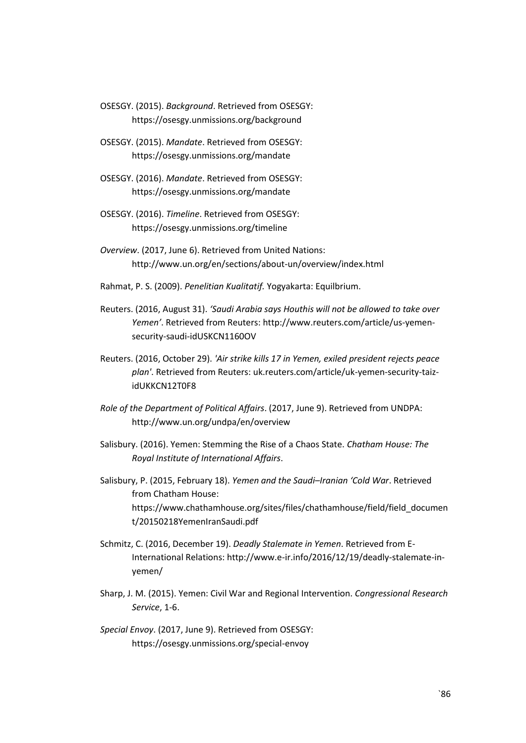OSESGY. (2015). *Background*. Retrieved from OSESGY: https://osesgy.unmissions.org/background

OSESGY. (2015). *Mandate*. Retrieved from OSESGY: https://osesgy.unmissions.org/mandate

OSESGY. (2016). *Mandate*. Retrieved from OSESGY: https://osesgy.unmissions.org/mandate

OSESGY. (2016). *Timeline*. Retrieved from OSESGY: https://osesgy.unmissions.org/timeline

*Overview*. (2017, June 6). Retrieved from United Nations: http://www.un.org/en/sections/about-un/overview/index.html

Rahmat, P. S. (2009). *Penelitian Kualitatif.* Yogyakarta: Equilbrium.

Reuters. (2016, August 31). *'Saudi Arabia says Houthis will not be allowed to take over Yemen'*. Retrieved from Reuters: http://www.reuters.com/article/us-yemen-security-saudi-idUSKCN1160OV

Reuters. (2016, October 29). *'Air strike kills 17 in Yemen, exiled president rejects peace plan'*. Retrieved from Reuters: uk.reuters.com/article/uk-yemen-security-taiz-idUKKCN12T0F8

*Role of the Department of Political Affairs*. (2017, June 9). Retrieved from UNDPA: http://www.un.org/undpa/en/overview

Salisbury. (2016). Yemen: Stemming the Rise of a Chaos State. *Chatham House: The Royal Institute of International Affairs*.

Salisbury, P. (2015, February 18). *Yemen and the Saudi–Iranian 'Cold War*. Retrieved from Chatham House: https://www.chathamhouse.org/sites/files/chathamhouse/field/field_document/20150218YemenIranSaudi.pdf

Schmitz, C. (2016, December 19). *Deadly Stalemate in Yemen*. Retrieved from E-International Relations: http://www.e-ir.info/2016/12/19/deadly-stalemate-in-yemen/

Sharp, J. M. (2015). Yemen: Civil War and Regional Intervention. *Congressional Research Service*, 1-6.

*Special Envoy*. (2017, June 9). Retrieved from OSESGY: https://osesgy.unmissions.org/special-envoy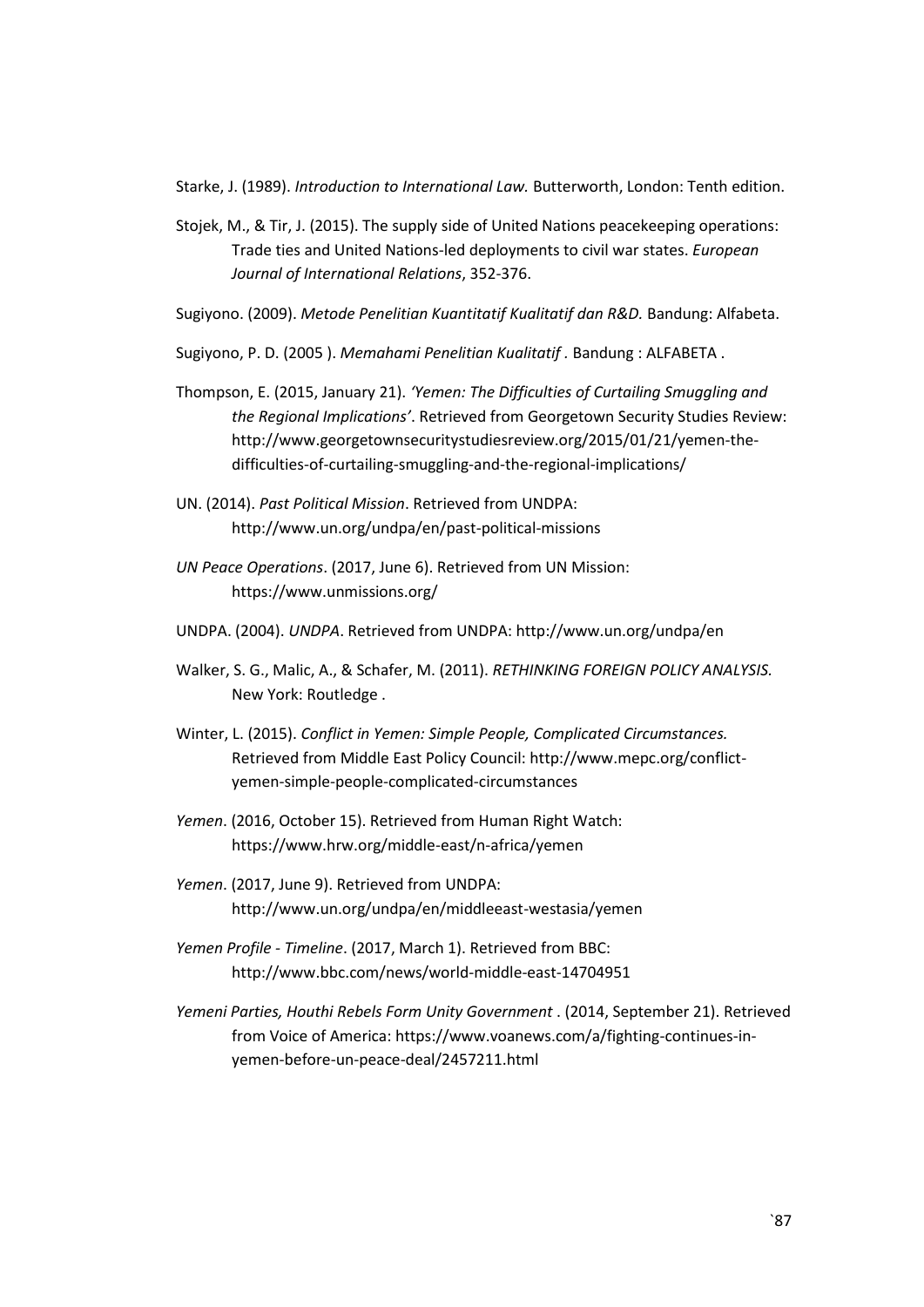Starke, J. (1989). *Introduction to International Law.* Butterworth, London: Tenth edition.

Stojek, M., & Tir, J. (2015). The supply side of United Nations peacekeeping operations: Trade ties and United Nations-led deployments to civil war states. *European Journal of International Relations*, 352-376.

Sugiyono. (2009). *Metode Penelitian Kuantitatif Kualitatif dan R&D.* Bandung: Alfabeta.

Sugiyono, P. D. (2005 ). *Memahami Penelitian Kualitatif* . Bandung : ALFABETA .

Thompson, E. (2015, January 21). *'Yemen: The Difficulties of Curtailing Smuggling and the Regional Implications'*. Retrieved from Georgetown Security Studies Review: http://www.georgetownsecuritystudiesreview.org/2015/01/21/yemen-the-difficulties-of-curtailing-smuggling-and-the-regional-implications/

UN. (2014). *Past Political Mission*. Retrieved from UNDPA: http://www.un.org/undpa/en/past-political-missions

*UN Peace Operations*. (2017, June 6). Retrieved from UN Mission: https://www.unmissions.org/

UNDPA. (2004). *UNDPA*. Retrieved from UNDPA: http://www.un.org/undpa/en

Walker, S. G., Malic, A., & Schafer, M. (2011). *RETHINKING FOREIGN POLICY ANALYSIS.* New York: Routledge .

Winter, L. (2015). *Conflict in Yemen: Simple People, Complicated Circumstances.* Retrieved from Middle East Policy Council: http://www.mepc.org/conflict-yemen-simple-people-complicated-circumstances

*Yemen*. (2016, October 15). Retrieved from Human Right Watch: https://www.hrw.org/middle-east/n-africa/yemen

*Yemen*. (2017, June 9). Retrieved from UNDPA: http://www.un.org/undpa/en/middleeast-westasia/yemen

*Yemen Profile - Timeline*. (2017, March 1). Retrieved from BBC: http://www.bbc.com/news/world-middle-east-14704951

*Yemeni Parties, Houthi Rebels Form Unity Government* . (2014, September 21). Retrieved from Voice of America: https://www.voanews.com/a/fighting-continues-in-yemen-before-un-peace-deal/2457211.html